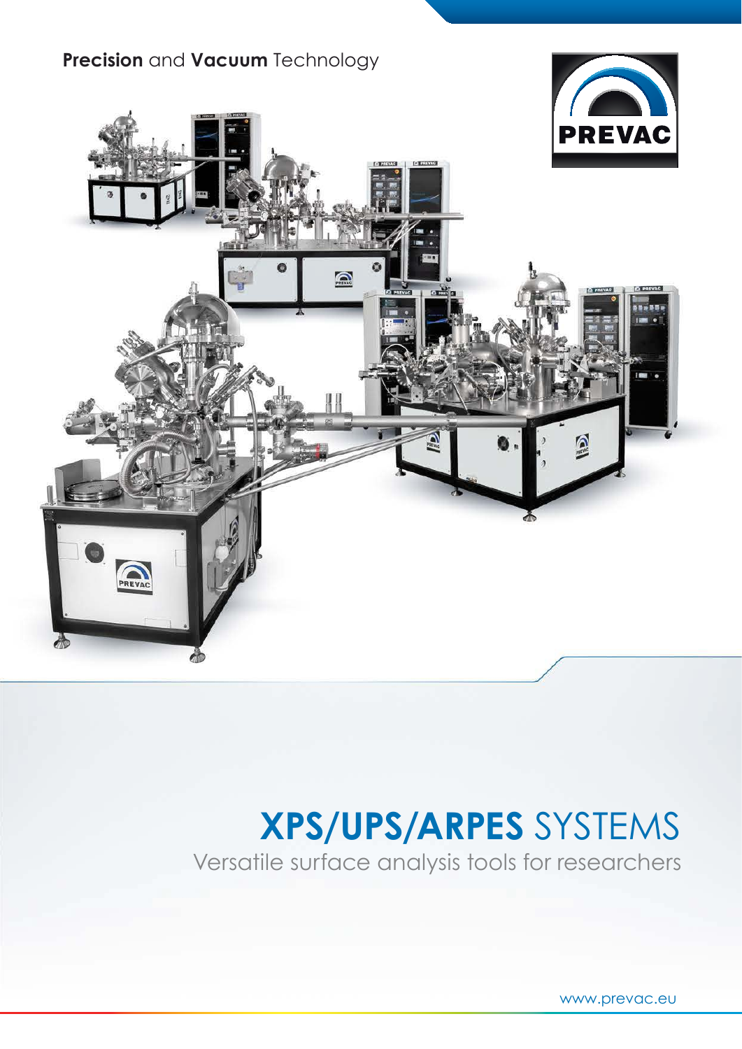**Precision** and **Vacuum** Technology

PREVAC

# **XPS/UPS/ARPES** SYSTEMS

Versatile surface analysis tools for researchers

www.prevac.eu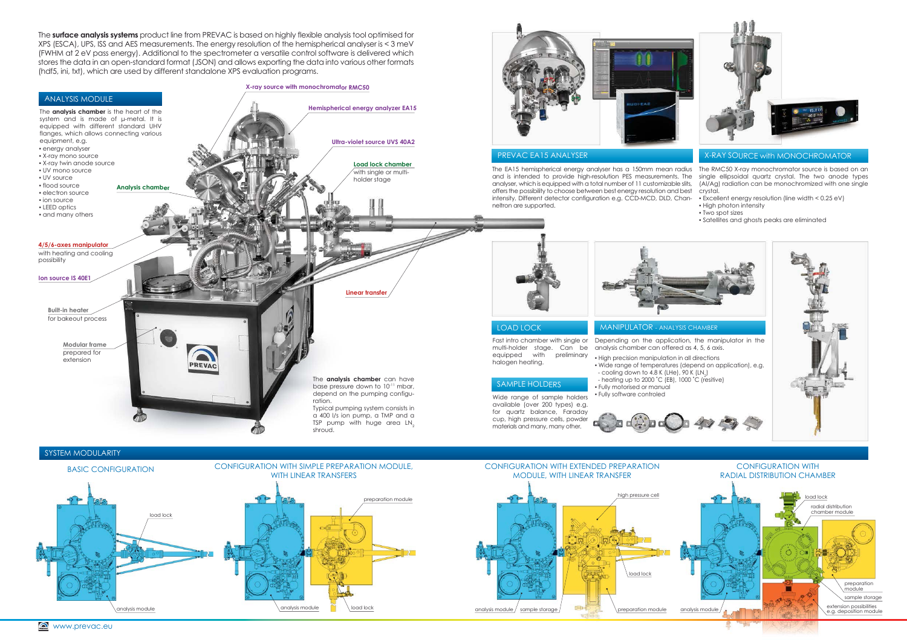The **surface analysis systems** product line from PREVAC is based on highly flexible analysis tool optimised for XPS (ESCA), UPS, ISS and AES measurements. The energy resolution of the hemispherical analyser is < 3 meV (FWHM at 2 eV pass energy). Additional to the spectrometer a versatile control software is delivered which stores the data in an open-standard format (JSON) and allows exporting the data into various other formats (hdf5, ini, txt), which are used by different standalone XPS evaluation programs.

## ANALYSIS MODULE

The **analysis chamber** is the heart of the system and is made of μ-metal. It is equipped with different standard UHV flanges, which allows connecting various equipment, e.g.

- energy analyser
- X-ray mono source
- X-ray twin anode source
- UV mono source
- UV source
- flood source
- electron source
- ion source
- LEED optics
- and many others

**X-ray source with monochromator RMC50**

**Hemispherical energy analyzer EA15**

**Ultra-violet source UVS 40A2**

**Load lock chamber** with single or multi-holder stage

**Analysis chamber**

**4/5/6-axes manipulator** with heating and cooling possibility

**Ion source IS 40E1**

**Linear transfer**

**Built-in heater** for bakeout process

**Modular frame** prepared for extension

The **analysis chamber** can have base pressure down to $10^{-11}$ mbar, depend on the pumping configuration.

Typical pumping system consists in a 400 l/s ion pump, a TMP and a TSP pump with huge area $LN_2$ shroud.

## PREVAC EA15 ANALYSER

The EA15 hemispherical energy analyser has a 150mm mean radius and is intended to provide high-resolution PES measurements. The analyser, which is equipped with a total number of 11 customizable slits, offers the possibility to choose between best energy resolution and best intensity. Different detector configuration e.g. CCD-MCD, DLD, Channeltron are supported.

## X-RAY SOURCE with MONOCHROMATOR

The RMC50 X-ray monochromator source is based on an single ellipsoidal quartz crystal. The two anode types (Al/Ag) radiation can be monochromized with one single crystal.

- Excellent energy resolution (line width < 0.25 eV)
- High photon intensity
- Two spot sizes
- Satellites and ghosts peaks are eliminated

## LOAD LOCK

Fast intro chamber with single or multi-holder stage. Can be equipped with preliminary halogen heating.

## SAMPLE HOLDERS

Wide range of sample holders available (over 200 types) e.g. for quartz balance, Faraday cup, high pressure cells, powder materials and many, many other.

## MANIPULATOR - ANALYSIS CHAMBER

Depending on the application, the manipulator in the analysis chamber can offered as 4, 5, 6 axis.

- High precision manipulation in all directions
- Wide range of temperatures (depend on application), e.g.
  - cooling down to 4,8 K (LHe), 90 K ($LN_2$)
  - heating up to 2000 °C (EB), 1000 °C (resitive)
- Fully motorised or manual
- Fully software controled

## SYSTEM MODULARITY

### BASIC CONFIGURATION

load lock

analysis module

### CONFIGURATION WITH SIMPLE PREPARATION MODULE, WITH LINEAR TRANSFERS

preparation module

analysis module

load lock

### CONFIGURATION WITH EXTENDED PREPARATION MODULE, WITH LINEAR TRANSFER

high pressure cell

load lock

analysis module

sample storage

preparation module

### CONFIGURATION WITH RADIAL DISTRIBUTION CHAMBER

load lock

radial distribution chamber module

preparation module

sample storage

extension possibilities e.g. deposition module

analysis module

www.prevac.eu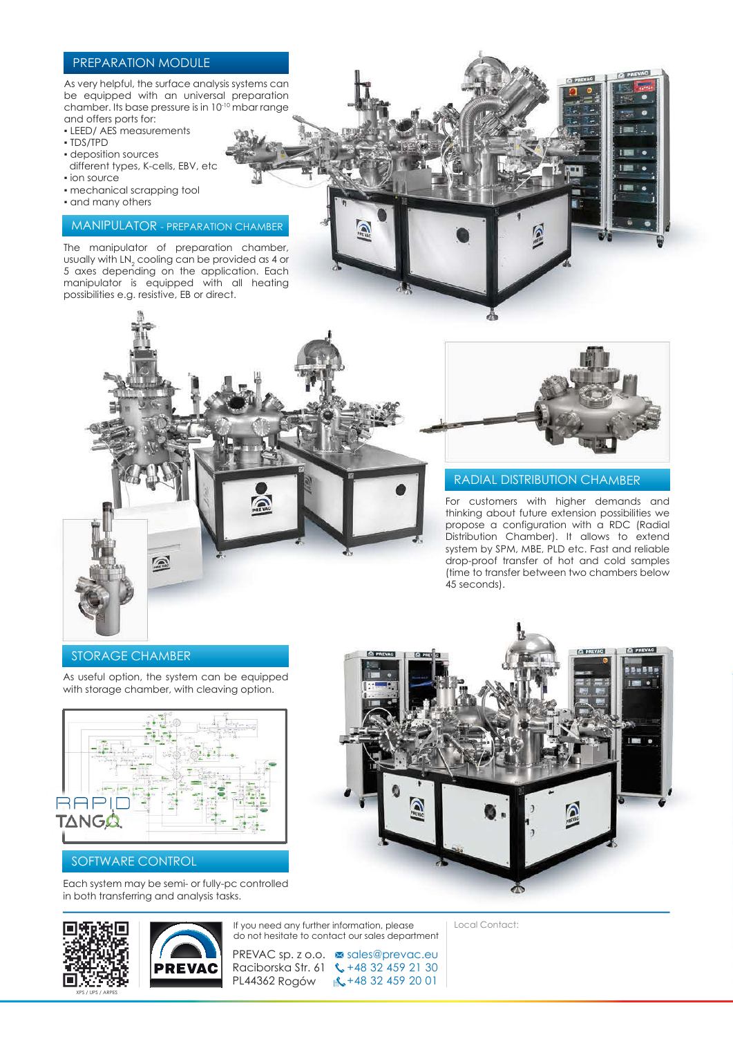## PREPARATION MODULE

As very helpful, the surface analysis systems can be equipped with an universal preparation chamber. Its base pressure is in $10^{-10}$ mbar range and offers ports for:

- LEED/ AES measurements
- TDS/TPD
- deposition sources
  different types, K-cells, EBV, etc
- ion source
- mechanical scrapping tool
- and many others

## MANIPULATOR - PREPARATION CHAMBER

The manipulator of preparation chamber, usually with $LN_2$ cooling can be provided as 4 or 5 axes depending on the application. Each manipulator is equipped with all heating possibilities e.g. resistive, EB or direct.

## RADIAL DISTRIBUTION CHAMBER

For customers with higher demands and thinking about future extension possibilities we propose a configuration with a RDC (Radial Distribution Chamber). It allows to extend system by SPM, MBE, PLD etc. Fast and reliable drop-proof transfer of hot and cold samples (time to transfer between two chambers below 45 seconds).

## STORAGE CHAMBER

As useful option, the system can be equipped with storage chamber, with cleaving option.

RAPID TANGO

## SOFTWARE CONTROL

Each system may be semi- or fully-pc controlled in both transferring and analysis tasks.

XPS / UPS / ARPES

PREVAC

If you need any further information, please do not hesitate to contact our sales department

PREVAC sp. z o.o.
Raciborska Str. 61
PL44362 Rogów

sales@prevac.eu
+48 32 459 21 30
+48 32 459 20 01

Local Contact: